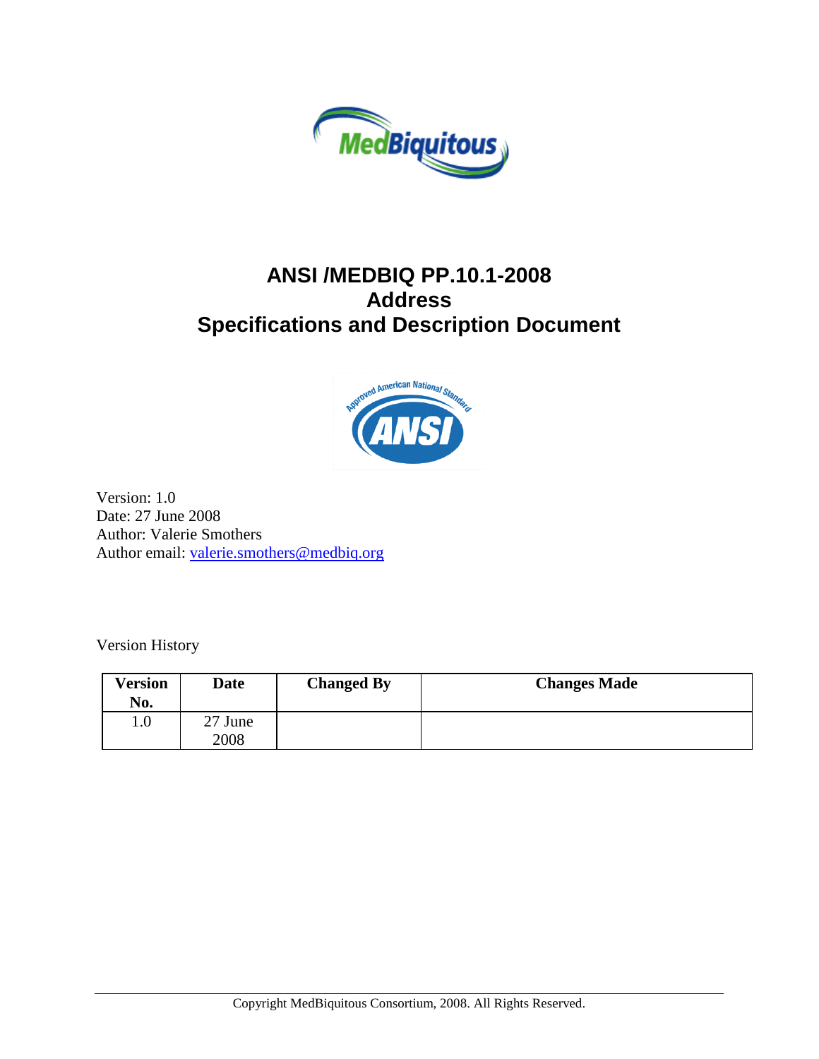# ANSI /MEDBIQ PP.10.1-2008
# Address
# Specifications and Description Document

Version: 1.0
Date: 27 June 2008
Author: Valerie Smothers
Author email: valerie.smothers@medbiq.org

Version History

| Version No. | Date | Changed By | Changes Made |
| --- | --- | --- | --- |
| 1.0 | 27 June 2008 | | |

Copyright MedBiquitous Consortium, 2008. All Rights Reserved.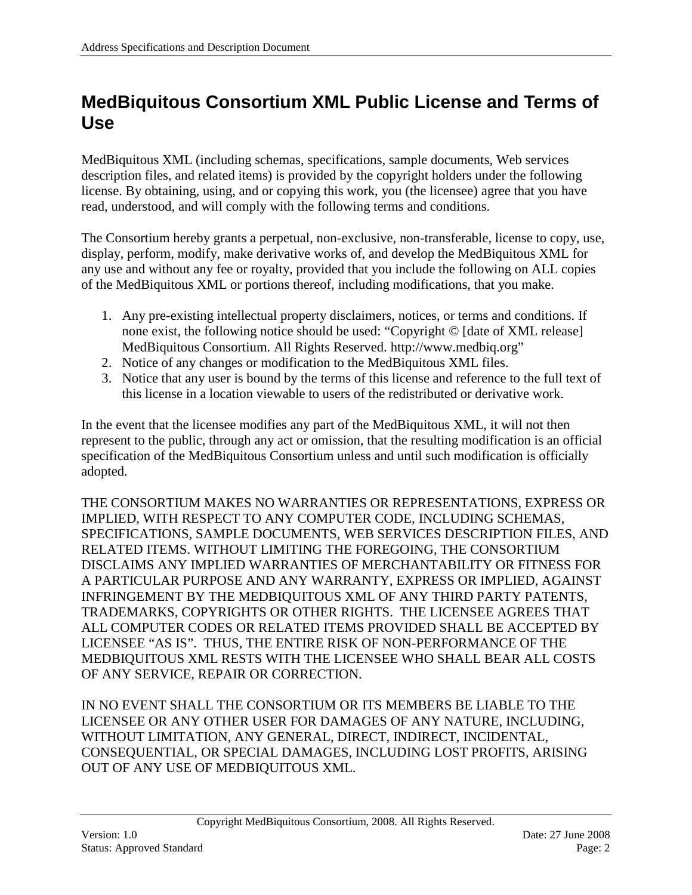# MedBiquitous Consortium XML Public License and Terms of Use

MedBiquitous XML (including schemas, specifications, sample documents, Web services description files, and related items) is provided by the copyright holders under the following license. By obtaining, using, and or copying this work, you (the licensee) agree that you have read, understood, and will comply with the following terms and conditions.

The Consortium hereby grants a perpetual, non-exclusive, non-transferable, license to copy, use, display, perform, modify, make derivative works of, and develop the MedBiquitous XML for any use and without any fee or royalty, provided that you include the following on ALL copies of the MedBiquitous XML or portions thereof, including modifications, that you make.

1. Any pre-existing intellectual property disclaimers, notices, or terms and conditions. If none exist, the following notice should be used: "Copyright © [date of XML release] MedBiquitous Consortium. All Rights Reserved. http://www.medbiq.org"
2. Notice of any changes or modification to the MedBiquitous XML files.
3. Notice that any user is bound by the terms of this license and reference to the full text of this license in a location viewable to users of the redistributed or derivative work.

In the event that the licensee modifies any part of the MedBiquitous XML, it will not then represent to the public, through any act or omission, that the resulting modification is an official specification of the MedBiquitous Consortium unless and until such modification is officially adopted.

THE CONSORTIUM MAKES NO WARRANTIES OR REPRESENTATIONS, EXPRESS OR IMPLIED, WITH RESPECT TO ANY COMPUTER CODE, INCLUDING SCHEMAS, SPECIFICATIONS, SAMPLE DOCUMENTS, WEB SERVICES DESCRIPTION FILES, AND RELATED ITEMS. WITHOUT LIMITING THE FOREGOING, THE CONSORTIUM DISCLAIMS ANY IMPLIED WARRANTIES OF MERCHANTABILITY OR FITNESS FOR A PARTICULAR PURPOSE AND ANY WARRANTY, EXPRESS OR IMPLIED, AGAINST INFRINGEMENT BY THE MEDBIQUITOUS XML OF ANY THIRD PARTY PATENTS, TRADEMARKS, COPYRIGHTS OR OTHER RIGHTS. THE LICENSEE AGREES THAT ALL COMPUTER CODES OR RELATED ITEMS PROVIDED SHALL BE ACCEPTED BY LICENSEE "AS IS". THUS, THE ENTIRE RISK OF NON-PERFORMANCE OF THE MEDBIQUITOUS XML RESTS WITH THE LICENSEE WHO SHALL BEAR ALL COSTS OF ANY SERVICE, REPAIR OR CORRECTION.

IN NO EVENT SHALL THE CONSORTIUM OR ITS MEMBERS BE LIABLE TO THE LICENSEE OR ANY OTHER USER FOR DAMAGES OF ANY NATURE, INCLUDING, WITHOUT LIMITATION, ANY GENERAL, DIRECT, INDIRECT, INCIDENTAL, CONSEQUENTIAL, OR SPECIAL DAMAGES, INCLUDING LOST PROFITS, ARISING OUT OF ANY USE OF MEDBIQUITOUS XML.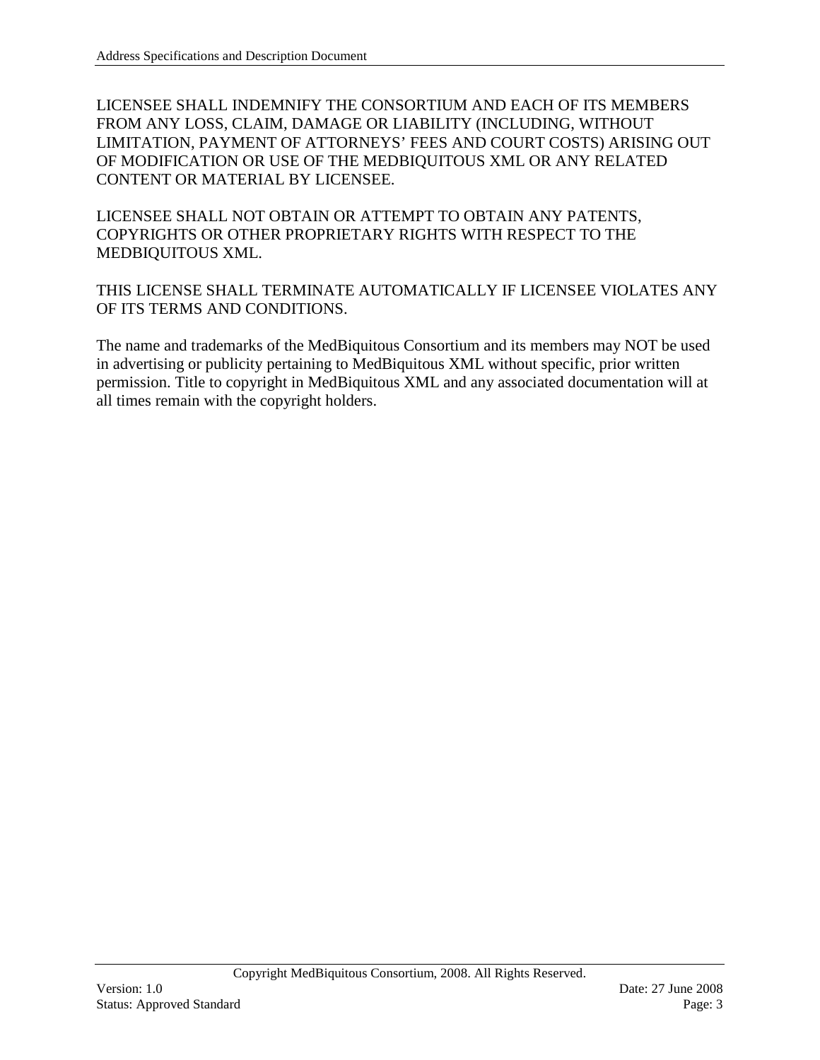LICENSEE SHALL INDEMNIFY THE CONSORTIUM AND EACH OF ITS MEMBERS FROM ANY LOSS, CLAIM, DAMAGE OR LIABILITY (INCLUDING, WITHOUT LIMITATION, PAYMENT OF ATTORNEYS' FEES AND COURT COSTS) ARISING OUT OF MODIFICATION OR USE OF THE MEDBIQUITOUS XML OR ANY RELATED CONTENT OR MATERIAL BY LICENSEE.

LICENSEE SHALL NOT OBTAIN OR ATTEMPT TO OBTAIN ANY PATENTS, COPYRIGHTS OR OTHER PROPRIETARY RIGHTS WITH RESPECT TO THE MEDBIQUITOUS XML.

THIS LICENSE SHALL TERMINATE AUTOMATICALLY IF LICENSEE VIOLATES ANY OF ITS TERMS AND CONDITIONS.

The name and trademarks of the MedBiquitous Consortium and its members may NOT be used in advertising or publicity pertaining to MedBiquitous XML without specific, prior written permission. Title to copyright in MedBiquitous XML and any associated documentation will at all times remain with the copyright holders.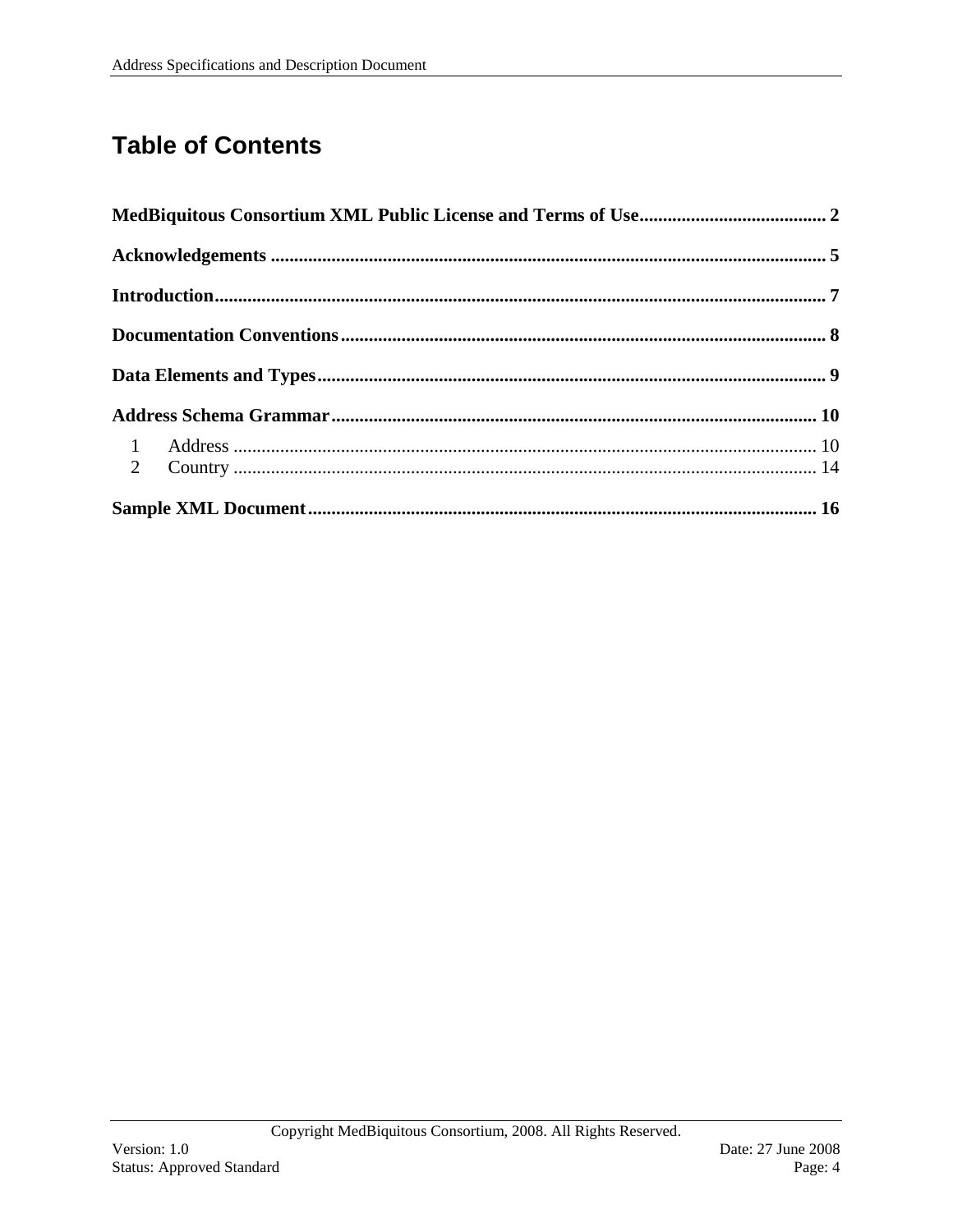# Table of Contents

**MedBiquitous Consortium XML Public License and Terms of Use** ........................................ 2

**Acknowledgements** ........................................................................................................ 5

**Introduction** .................................................................................................................. 7

**Documentation Conventions** ........................................................................................ 8

**Data Elements and Types** ............................................................................................. 9

**Address Schema Grammar** ......................................................................................... 10

1 Address ........................................................................................................................ 10
2 Country ........................................................................................................................ 14

**Sample XML Document** ............................................................................................. 16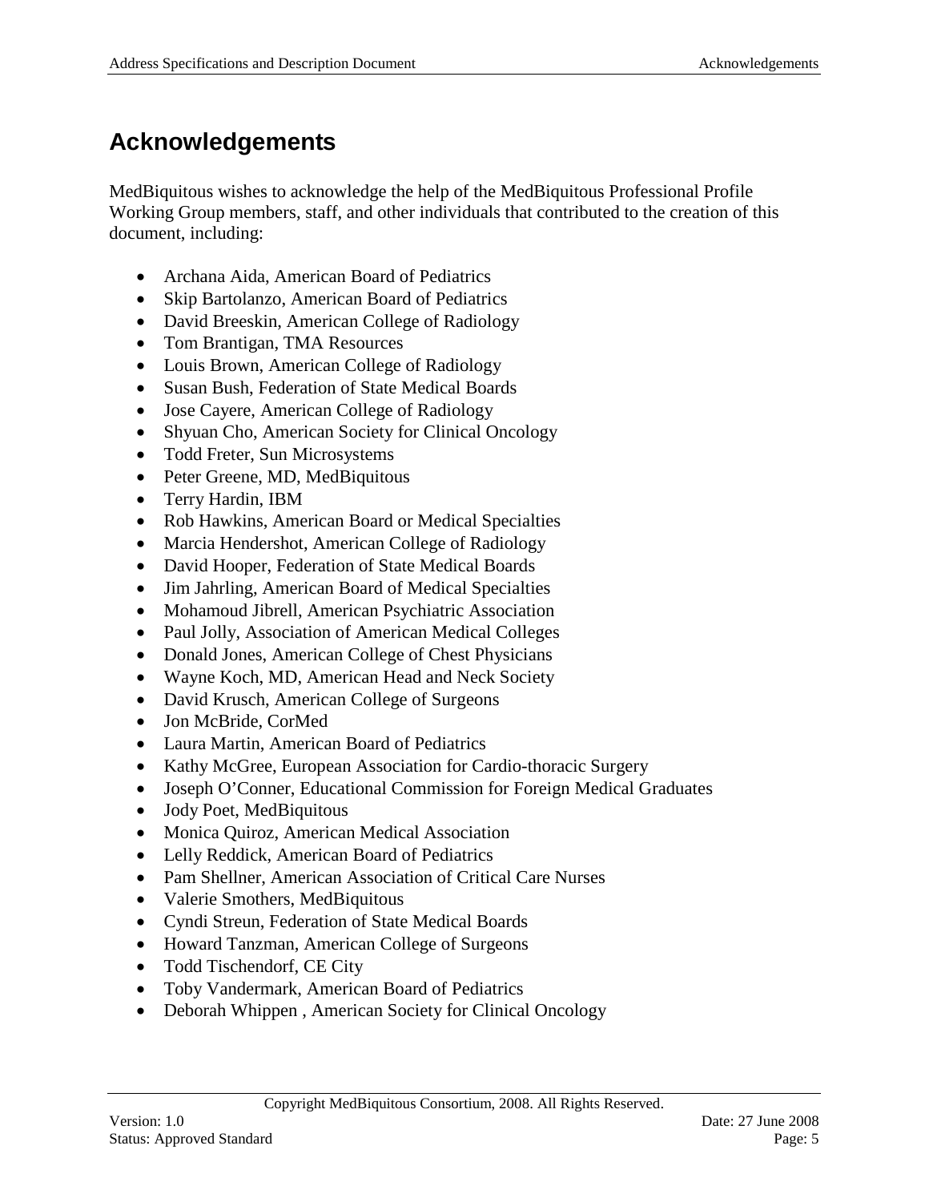# Acknowledgements

MedBiquitous wishes to acknowledge the help of the MedBiquitous Professional Profile Working Group members, staff, and other individuals that contributed to the creation of this document, including:

- Archana Aida, American Board of Pediatrics
- Skip Bartolanzo, American Board of Pediatrics
- David Breeskin, American College of Radiology
- Tom Brantigan, TMA Resources
- Louis Brown, American College of Radiology
- Susan Bush, Federation of State Medical Boards
- Jose Cayere, American College of Radiology
- Shyuan Cho, American Society for Clinical Oncology
- Todd Freter, Sun Microsystems
- Peter Greene, MD, MedBiquitous
- Terry Hardin, IBM
- Rob Hawkins, American Board or Medical Specialties
- Marcia Hendershot, American College of Radiology
- David Hooper, Federation of State Medical Boards
- Jim Jahrling, American Board of Medical Specialties
- Mohamoud Jibrell, American Psychiatric Association
- Paul Jolly, Association of American Medical Colleges
- Donald Jones, American College of Chest Physicians
- Wayne Koch, MD, American Head and Neck Society
- David Krusch, American College of Surgeons
- Jon McBride, CorMed
- Laura Martin, American Board of Pediatrics
- Kathy McGree, European Association for Cardio-thoracic Surgery
- Joseph O'Conner, Educational Commission for Foreign Medical Graduates
- Jody Poet, MedBiquitous
- Monica Quiroz, American Medical Association
- Lelly Reddick, American Board of Pediatrics
- Pam Shellner, American Association of Critical Care Nurses
- Valerie Smothers, MedBiquitous
- Cyndi Streun, Federation of State Medical Boards
- Howard Tanzman, American College of Surgeons
- Todd Tischendorf, CE City
- Toby Vandermark, American Board of Pediatrics
- Deborah Whippen , American Society for Clinical Oncology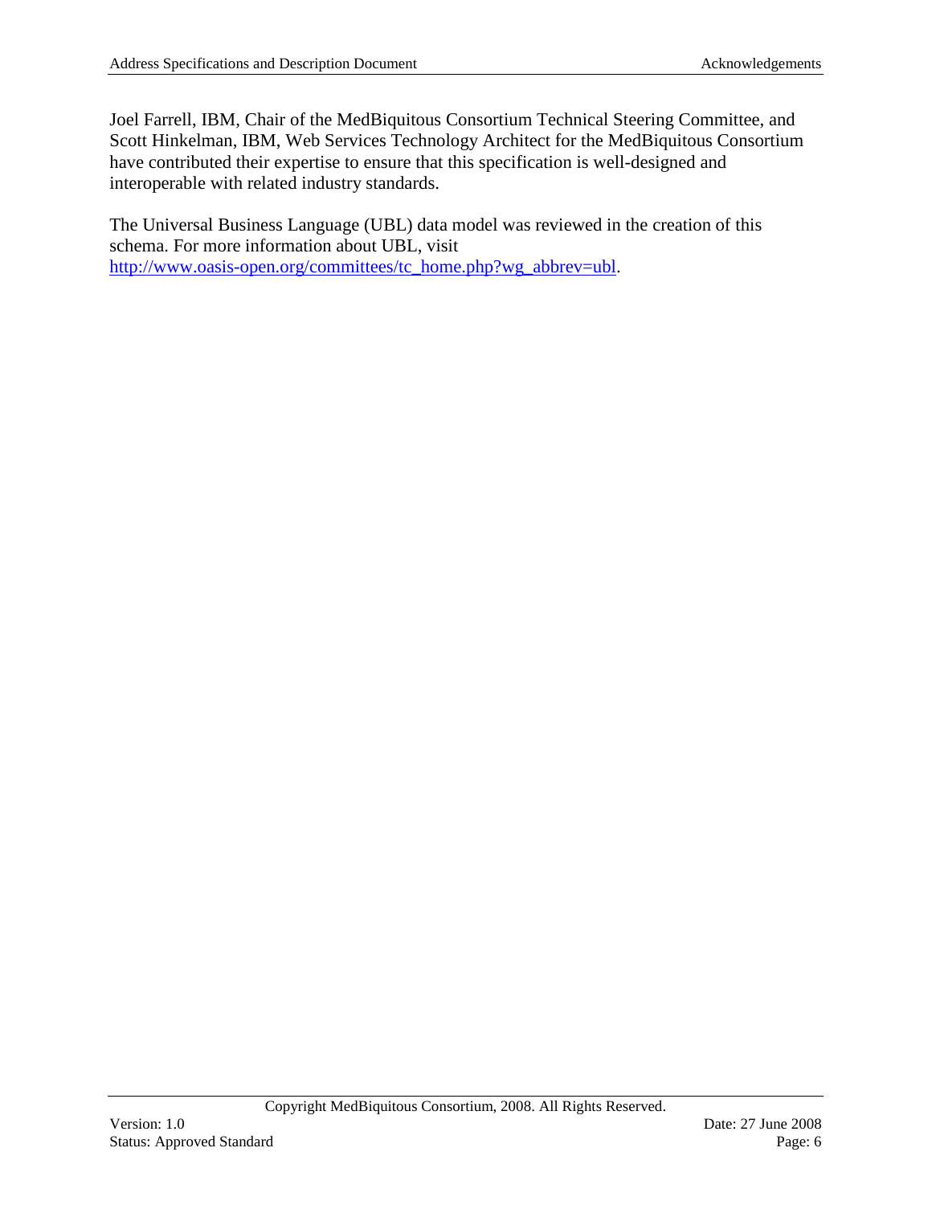Joel Farrell, IBM, Chair of the MedBiquitous Consortium Technical Steering Committee, and Scott Hinkelman, IBM, Web Services Technology Architect for the MedBiquitous Consortium have contributed their expertise to ensure that this specification is well-designed and interoperable with related industry standards.

The Universal Business Language (UBL) data model was reviewed in the creation of this schema. For more information about UBL, visit http://www.oasis-open.org/committees/tc_home.php?wg_abbrev=ubl.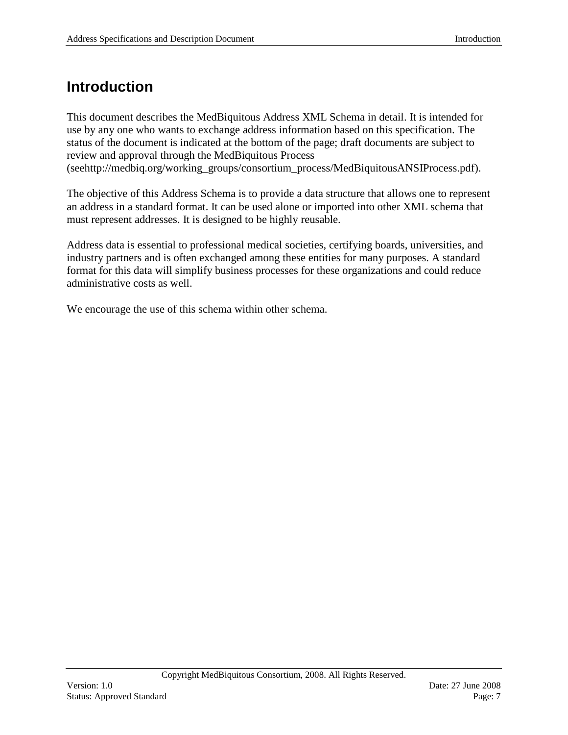# Introduction

This document describes the MedBiquitous Address XML Schema in detail. It is intended for use by any one who wants to exchange address information based on this specification. The status of the document is indicated at the bottom of the page; draft documents are subject to review and approval through the MedBiquitous Process (seehttp://medbiq.org/working_groups/consortium_process/MedBiquitousANSIProcess.pdf).

The objective of this Address Schema is to provide a data structure that allows one to represent an address in a standard format. It can be used alone or imported into other XML schema that must represent addresses. It is designed to be highly reusable.

Address data is essential to professional medical societies, certifying boards, universities, and industry partners and is often exchanged among these entities for many purposes. A standard format for this data will simplify business processes for these organizations and could reduce administrative costs as well.

We encourage the use of this schema within other schema.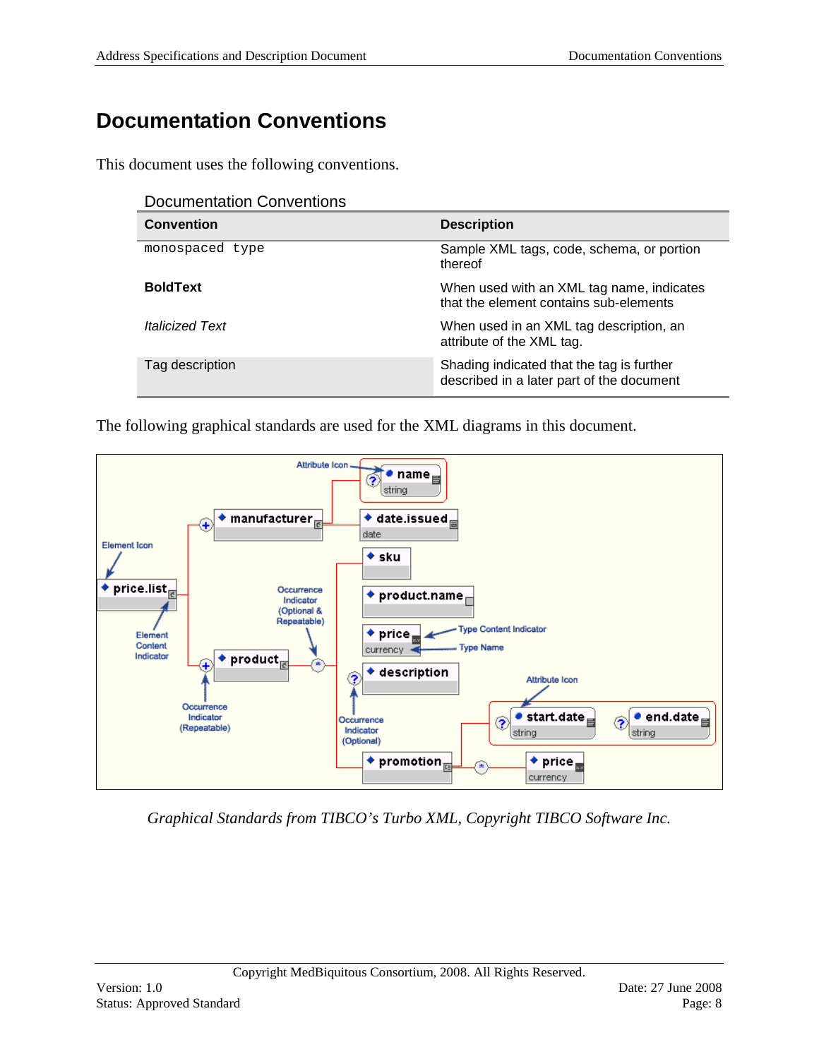# Documentation Conventions

This document uses the following conventions.

Documentation Conventions

| Convention | Description |
|---|---|
| `monospaced type` | Sample XML tags, code, schema, or portion thereof |
| **BoldText** | When used with an XML tag name, indicates that the element contains sub-elements |
| *Italicized Text* | When used in an XML tag description, an attribute of the XML tag. |
| Tag description | Shading indicated that the tag is further described in a later part of the document |

The following graphical standards are used for the XML diagrams in this document.

*Graphical Standards from TIBCO's Turbo XML, Copyright TIBCO Software Inc.*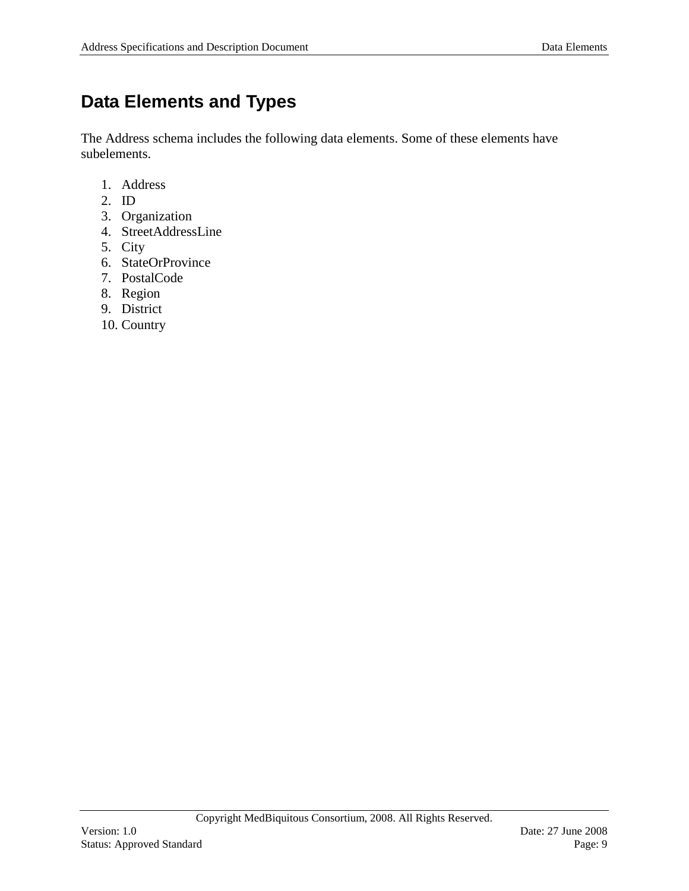# Data Elements and Types

The Address schema includes the following data elements. Some of these elements have subelements.

1. Address
2. ID
3. Organization
4. StreetAddressLine
5. City
6. StateOrProvince
7. PostalCode
8. Region
9. District
10. Country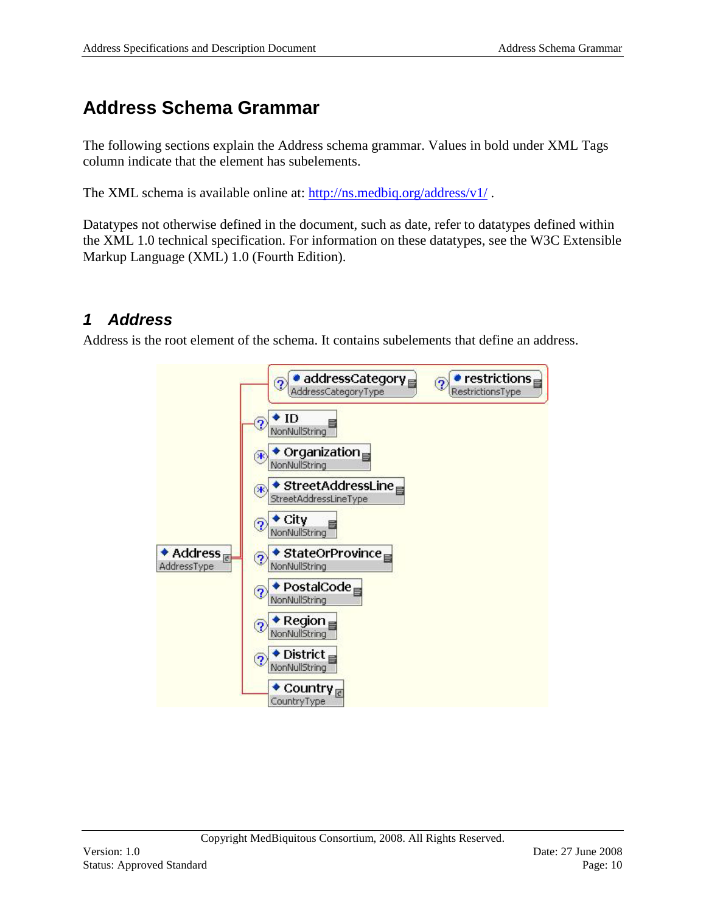# Address Schema Grammar

The following sections explain the Address schema grammar. Values in bold under XML Tags column indicate that the element has subelements.

The XML schema is available online at: http://ns.medbiq.org/address/v1/ .

Datatypes not otherwise defined in the document, such as date, refer to datatypes defined within the XML 1.0 technical specification. For information on these datatypes, see the W3C Extensible Markup Language (XML) 1.0 (Fourth Edition).

## 1 Address

Address is the root element of the schema. It contains subelements that define an address.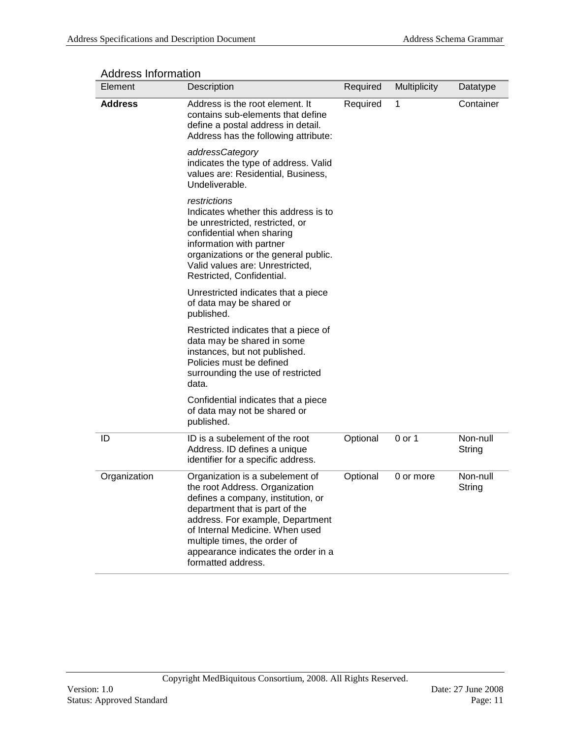Address Information

| Element | Description | Required | Multiplicity | Datatype |
|---|---|---|---|---|
| **Address** | Address is the root element. It contains sub-elements that define define a postal address in detail. Address has the following attribute:<br><br>*addressCategory*<br>indicates the type of address. Valid values are: Residential, Business, Undeliverable.<br><br>*restrictions*<br>Indicates whether this address is to be unrestricted, restricted, or confidential when sharing information with partner organizations or the general public. Valid values are: Unrestricted, Restricted, Confidential.<br><br>Unrestricted indicates that a piece of data may be shared or published.<br><br>Restricted indicates that a piece of data may be shared in some instances, but not published. Policies must be defined surrounding the use of restricted data.<br><br>Confidential indicates that a piece of data may not be shared or published. | Required | 1 | Container |
| ID | ID is a subelement of the root Address. ID defines a unique identifier for a specific address. | Optional | 0 or 1 | Non-null String |
| Organization | Organization is a subelement of the root Address. Organization defines a company, institution, or department that is part of the address. For example, Department of Internal Medicine. When used multiple times, the order of appearance indicates the order in a formatted address. | Optional | 0 or more | Non-null String |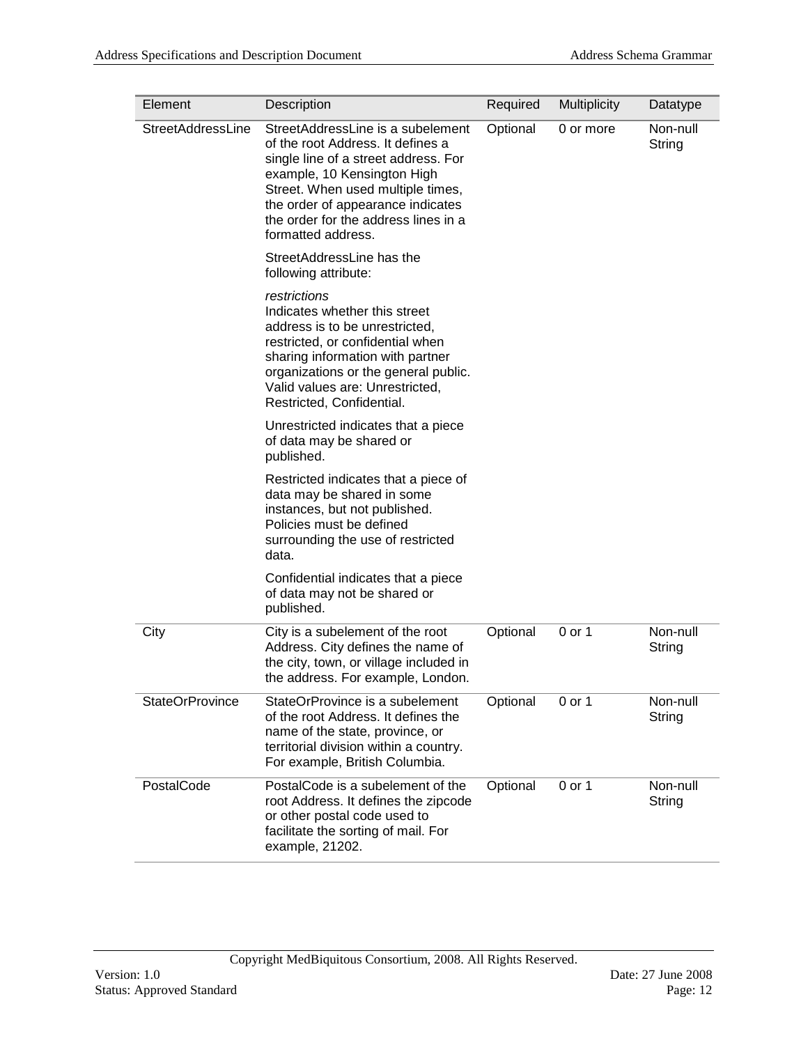| Element | Description | Required | Multiplicity | Datatype |
|---|---|---|---|---|
| StreetAddressLine | StreetAddressLine is a subelement of the root Address. It defines a single line of a street address. For example, 10 Kensington High Street. When used multiple times, the order of appearance indicates the order for the address lines in a formatted address.<br><br>StreetAddressLine has the following attribute:<br><br>*restrictions*<br>Indicates whether this street address is to be unrestricted, restricted, or confidential when sharing information with partner organizations or the general public. Valid values are: Unrestricted, Restricted, Confidential.<br><br>Unrestricted indicates that a piece of data may be shared or published.<br><br>Restricted indicates that a piece of data may be shared in some instances, but not published. Policies must be defined surrounding the use of restricted data.<br><br>Confidential indicates that a piece of data may not be shared or published. | Optional | 0 or more | Non-null String |
| City | City is a subelement of the root Address. City defines the name of the city, town, or village included in the address. For example, London. | Optional | 0 or 1 | Non-null String |
| StateOrProvince | StateOrProvince is a subelement of the root Address. It defines the name of the state, province, or territorial division within a country. For example, British Columbia. | Optional | 0 or 1 | Non-null String |
| PostalCode | PostalCode is a subelement of the root Address. It defines the zipcode or other postal code used to facilitate the sorting of mail. For example, 21202. | Optional | 0 or 1 | Non-null String |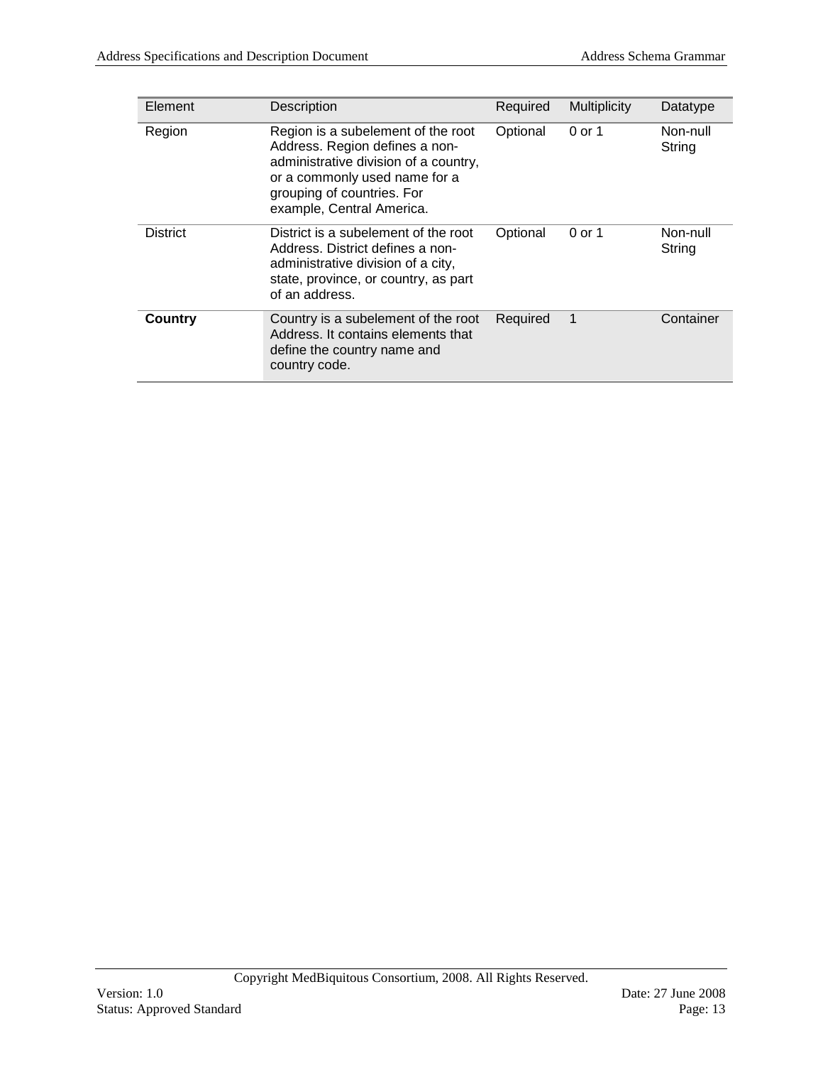| Element | Description | Required | Multiplicity | Datatype |
| --- | --- | --- | --- | --- |
| Region | Region is a subelement of the root Address. Region defines a non-administrative division of a country, or a commonly used name for a grouping of countries. For example, Central America. | Optional | 0 or 1 | Non-null String |
| District | District is a subelement of the root Address. District defines a non-administrative division of a city, state, province, or country, as part of an address. | Optional | 0 or 1 | Non-null String |
| **Country** | Country is a subelement of the root Address. It contains elements that define the country name and country code. | Required | 1 | Container |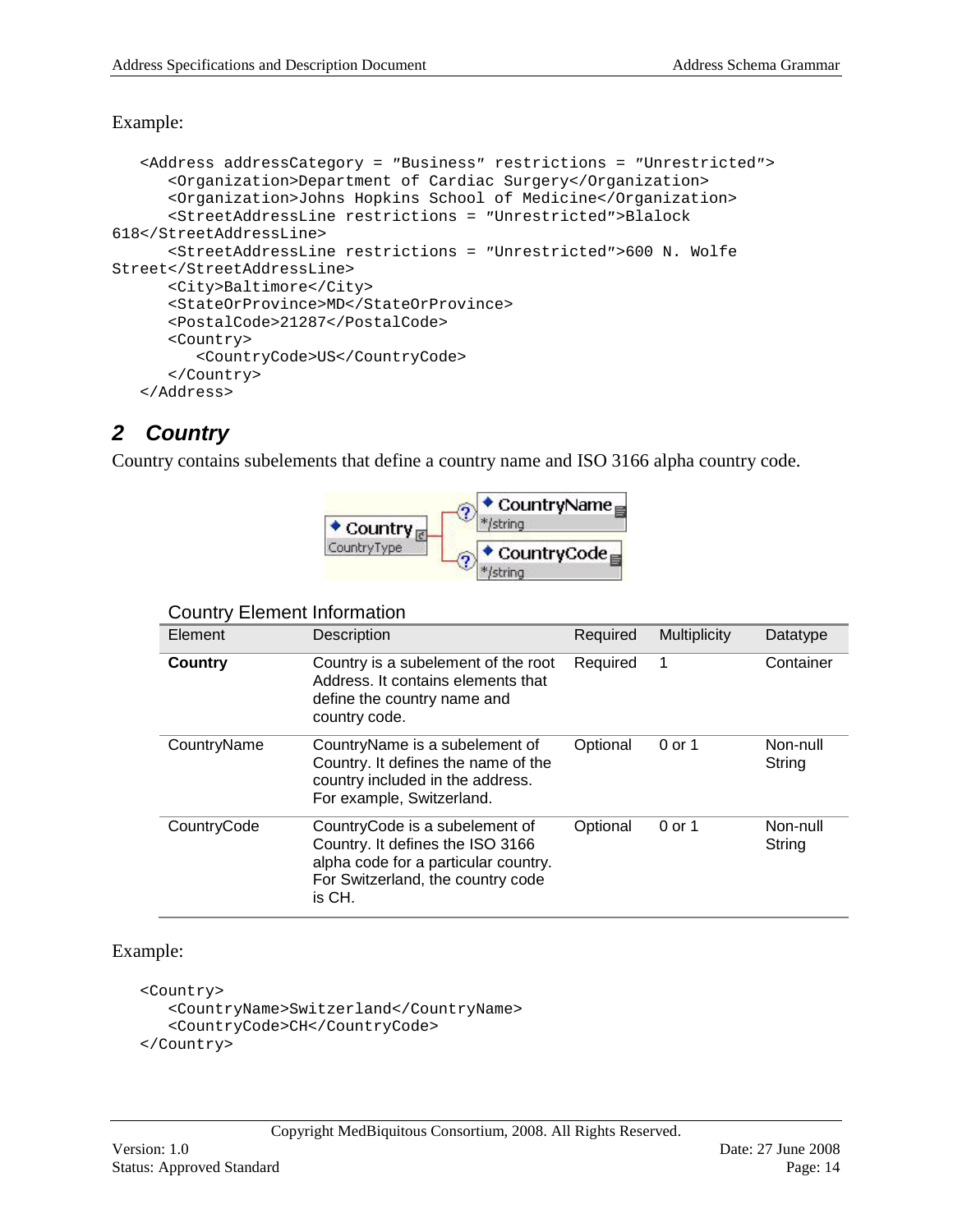Example:

```
<Address addressCategory = "Business" restrictions = "Unrestricted">
   <Organization>Department of Cardiac Surgery</Organization>
   <Organization>Johns Hopkins School of Medicine</Organization>
   <StreetAddressLine restrictions = "Unrestricted">Blalock 618</StreetAddressLine>
   <StreetAddressLine restrictions = "Unrestricted">600 N. Wolfe Street</StreetAddressLine>
   <City>Baltimore</City>
   <StateOrProvince>MD</StateOrProvince>
   <PostalCode>21287</PostalCode>
   <Country>
      <CountryCode>US</CountryCode>
   </Country>
</Address>
```

## 2 Country

Country contains subelements that define a country name and ISO 3166 alpha country code.

Country Element Information

| Element | Description | Required | Multiplicity | Datatype |
|---|---|---|---|---|
| **Country** | Country is a subelement of the root Address. It contains elements that define the country name and country code. | Required | 1 | Container |
| CountryName | CountryName is a subelement of Country. It defines the name of the country included in the address. For example, Switzerland. | Optional | 0 or 1 | Non-null String |
| CountryCode | CountryCode is a subelement of Country. It defines the ISO 3166 alpha code for a particular country. For Switzerland, the country code is CH. | Optional | 0 or 1 | Non-null String |

Example:

```
<Country>
   <CountryName>Switzerland</CountryName>
   <CountryCode>CH</CountryCode>
</Country>
```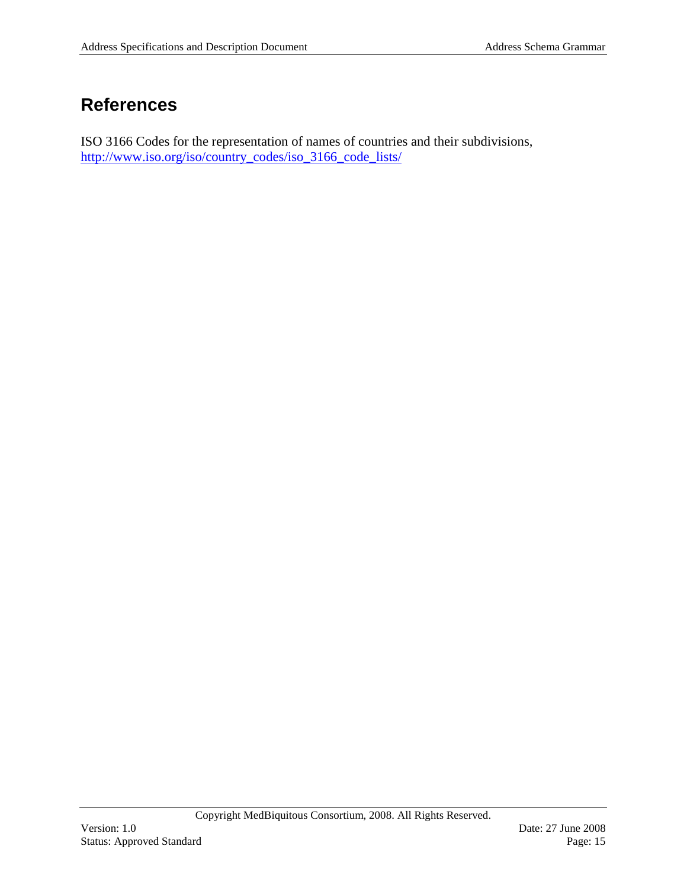# References

ISO 3166 Codes for the representation of names of countries and their subdivisions, http://www.iso.org/iso/country_codes/iso_3166_code_lists/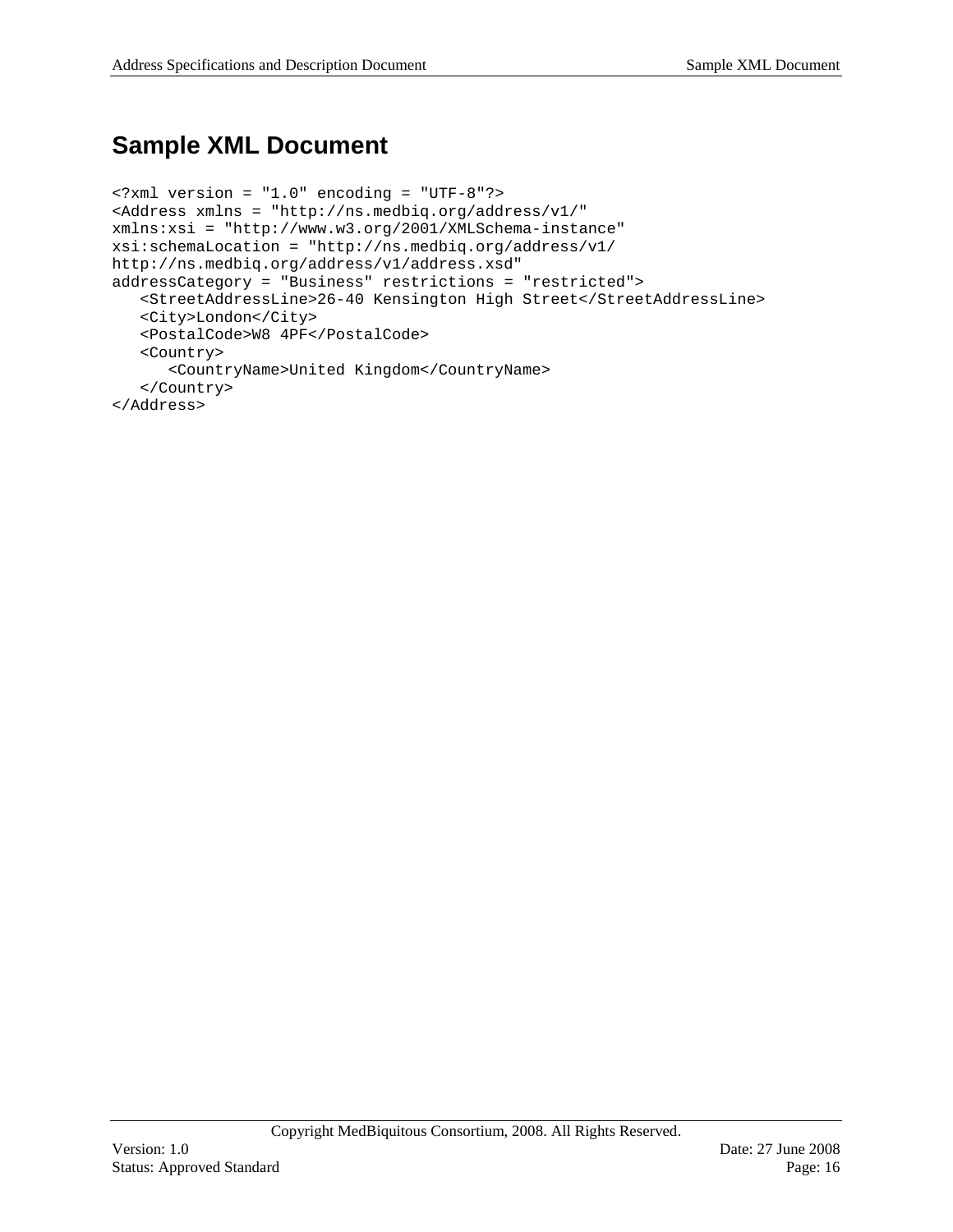# Sample XML Document

```
<?xml version = "1.0" encoding = "UTF-8"?>
<Address xmlns = "http://ns.medbiq.org/address/v1/"
xmlns:xsi = "http://www.w3.org/2001/XMLSchema-instance"
xsi:schemaLocation = "http://ns.medbiq.org/address/v1/
http://ns.medbiq.org/address/v1/address.xsd"
addressCategory = "Business" restrictions = "restricted">
   <StreetAddressLine>26-40 Kensington High Street</StreetAddressLine>
   <City>London</City>
   <PostalCode>W8 4PF</PostalCode>
   <Country>
      <CountryName>United Kingdom</CountryName>
   </Country>
</Address>
```